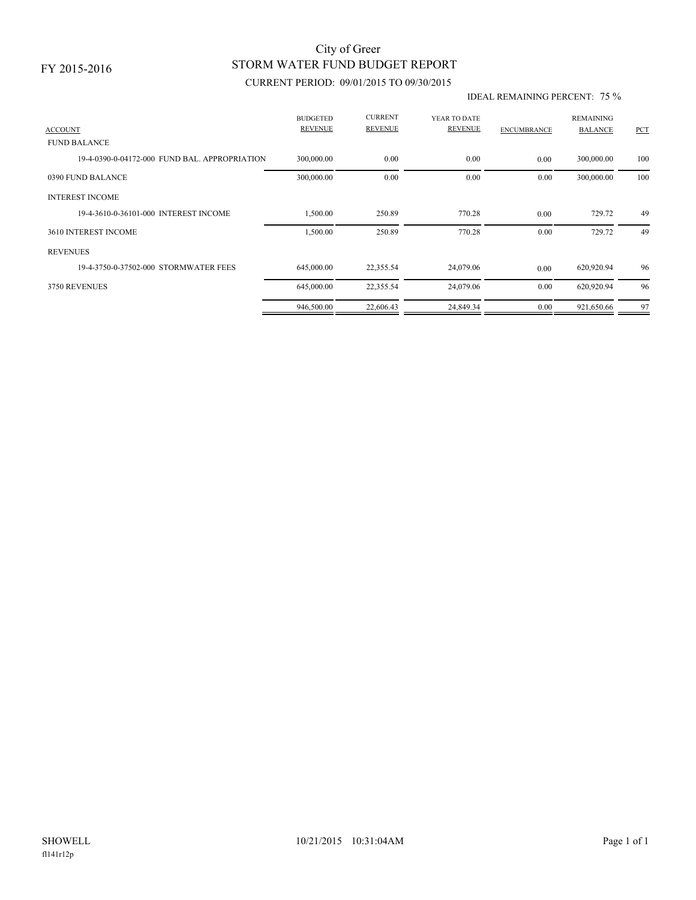FY 2015-2016

# City of Greer
## STORM WATER FUND BUDGET REPORT
### CURRENT PERIOD: 09/01/2015 TO 09/30/2015

IDEAL REMAINING PERCENT: 75 %

| ACCOUNT | BUDGETED REVENUE | CURRENT REVENUE | YEAR TO DATE REVENUE | ENCUMBRANCE | REMAINING BALANCE | PCT |
|---|---|---|---|---|---|---|
| FUND BALANCE | | | | | | |
| 19-4-0390-0-04172-000 FUND BAL. APPROPRIATION | 300,000.00 | 0.00 | 0.00 | 0.00 | 300,000.00 | 100 |
| 0390 FUND BALANCE | 300,000.00 | 0.00 | 0.00 | 0.00 | 300,000.00 | 100 |
| INTEREST INCOME | | | | | | |
| 19-4-3610-0-36101-000 INTEREST INCOME | 1,500.00 | 250.89 | 770.28 | 0.00 | 729.72 | 49 |
| 3610 INTEREST INCOME | 1,500.00 | 250.89 | 770.28 | 0.00 | 729.72 | 49 |
| REVENUES | | | | | | |
| 19-4-3750-0-37502-000 STORMWATER FEES | 645,000.00 | 22,355.54 | 24,079.06 | 0.00 | 620,920.94 | 96 |
| 3750 REVENUES | 645,000.00 | 22,355.54 | 24,079.06 | 0.00 | 620,920.94 | 96 |
| | 946,500.00 | 22,606.43 | 24,849.34 | 0.00 | 921,650.66 | 97 |

SHOWELL 10/21/2015 10:31:04AM

fl141r12p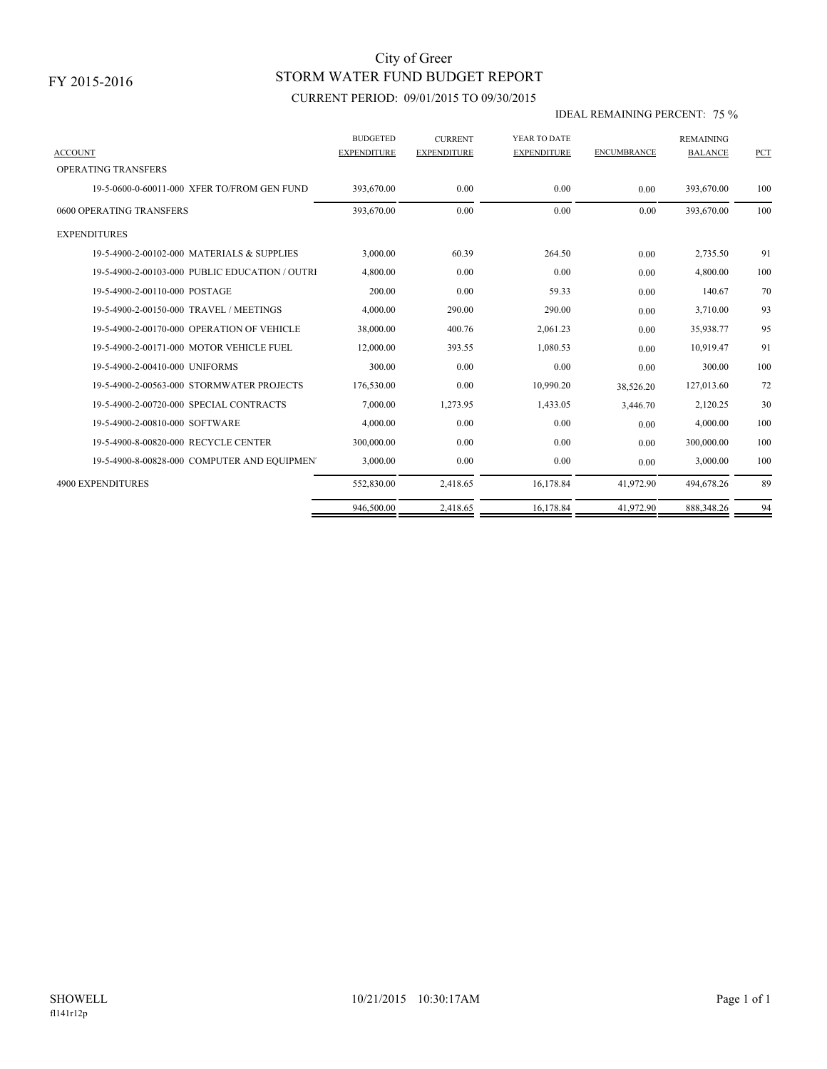FY 2015-2016

# City of Greer
## STORM WATER FUND BUDGET REPORT

CURRENT PERIOD: 09/01/2015 TO 09/30/2015

IDEAL REMAINING PERCENT: 75 %

| ACCOUNT | BUDGETED EXPENDITURE | CURRENT EXPENDITURE | YEAR TO DATE EXPENDITURE | ENCUMBRANCE | REMAINING BALANCE | PCT |
|---|---|---|---|---|---|---|
| OPERATING TRANSFERS | | | | | | |
| 19-5-0600-0-60011-000 XFER TO/FROM GEN FUND | 393,670.00 | 0.00 | 0.00 | 0.00 | 393,670.00 | 100 |
| 0600 OPERATING TRANSFERS | 393,670.00 | 0.00 | 0.00 | 0.00 | 393,670.00 | 100 |
| EXPENDITURES | | | | | | |
| 19-5-4900-2-00102-000 MATERIALS & SUPPLIES | 3,000.00 | 60.39 | 264.50 | 0.00 | 2,735.50 | 91 |
| 19-5-4900-2-00103-000 PUBLIC EDUCATION / OUTRI | 4,800.00 | 0.00 | 0.00 | 0.00 | 4,800.00 | 100 |
| 19-5-4900-2-00110-000 POSTAGE | 200.00 | 0.00 | 59.33 | 0.00 | 140.67 | 70 |
| 19-5-4900-2-00150-000 TRAVEL / MEETINGS | 4,000.00 | 290.00 | 290.00 | 0.00 | 3,710.00 | 93 |
| 19-5-4900-2-00170-000 OPERATION OF VEHICLE | 38,000.00 | 400.76 | 2,061.23 | 0.00 | 35,938.77 | 95 |
| 19-5-4900-2-00171-000 MOTOR VEHICLE FUEL | 12,000.00 | 393.55 | 1,080.53 | 0.00 | 10,919.47 | 91 |
| 19-5-4900-2-00410-000 UNIFORMS | 300.00 | 0.00 | 0.00 | 0.00 | 300.00 | 100 |
| 19-5-4900-2-00563-000 STORMWATER PROJECTS | 176,530.00 | 0.00 | 10,990.20 | 38,526.20 | 127,013.60 | 72 |
| 19-5-4900-2-00720-000 SPECIAL CONTRACTS | 7,000.00 | 1,273.95 | 1,433.05 | 3,446.70 | 2,120.25 | 30 |
| 19-5-4900-2-00810-000 SOFTWARE | 4,000.00 | 0.00 | 0.00 | 0.00 | 4,000.00 | 100 |
| 19-5-4900-8-00820-000 RECYCLE CENTER | 300,000.00 | 0.00 | 0.00 | 0.00 | 300,000.00 | 100 |
| 19-5-4900-8-00828-000 COMPUTER AND EQUIPMENT | 3,000.00 | 0.00 | 0.00 | 0.00 | 3,000.00 | 100 |
| 4900 EXPENDITURES | 552,830.00 | 2,418.65 | 16,178.84 | 41,972.90 | 494,678.26 | 89 |
| | 946,500.00 | 2,418.65 | 16,178.84 | 41,972.90 | 888,348.26 | 94 |

SHOWELL
fl141r12p

10/21/2015 10:30:17AM